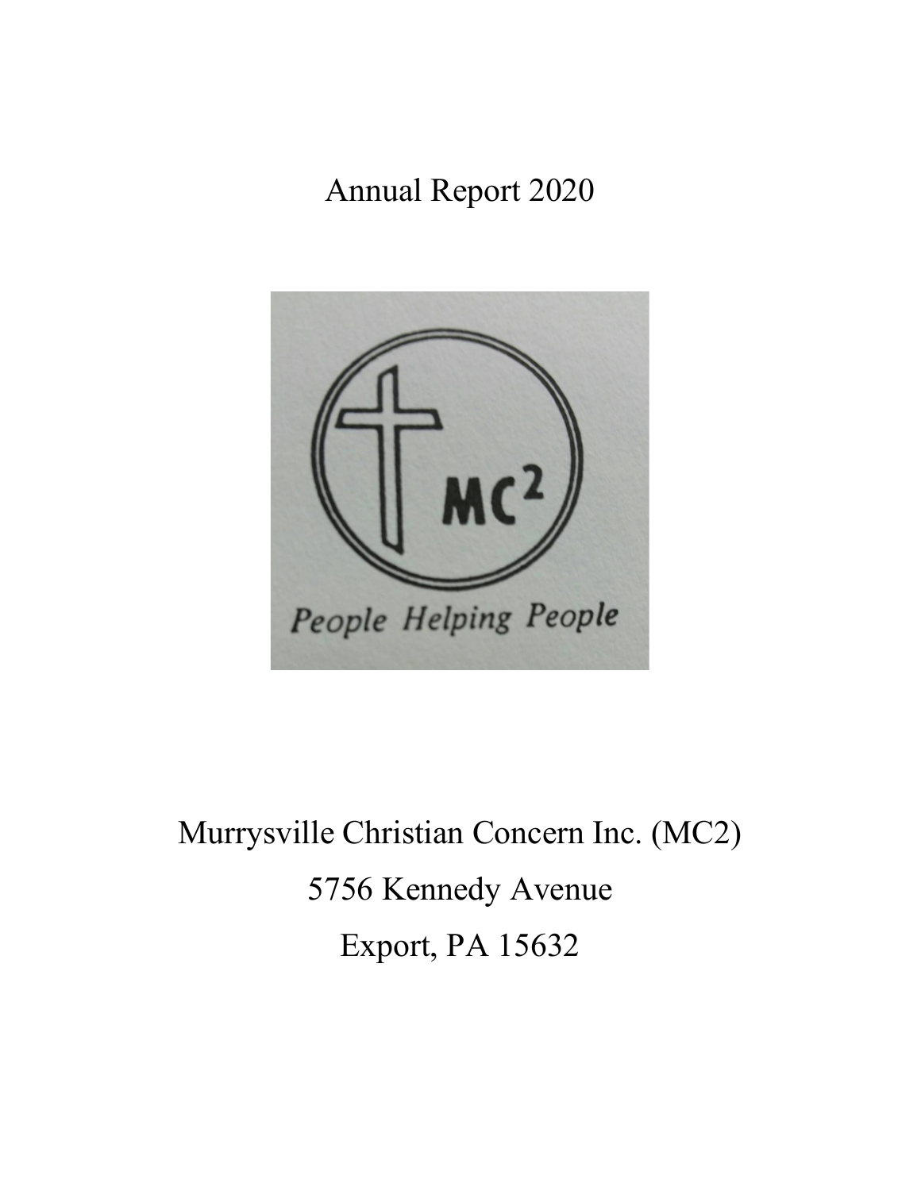# Annual Report 2020

Murrysville Christian Concern Inc. (MC2)

5756 Kennedy Avenue

Export, PA 15632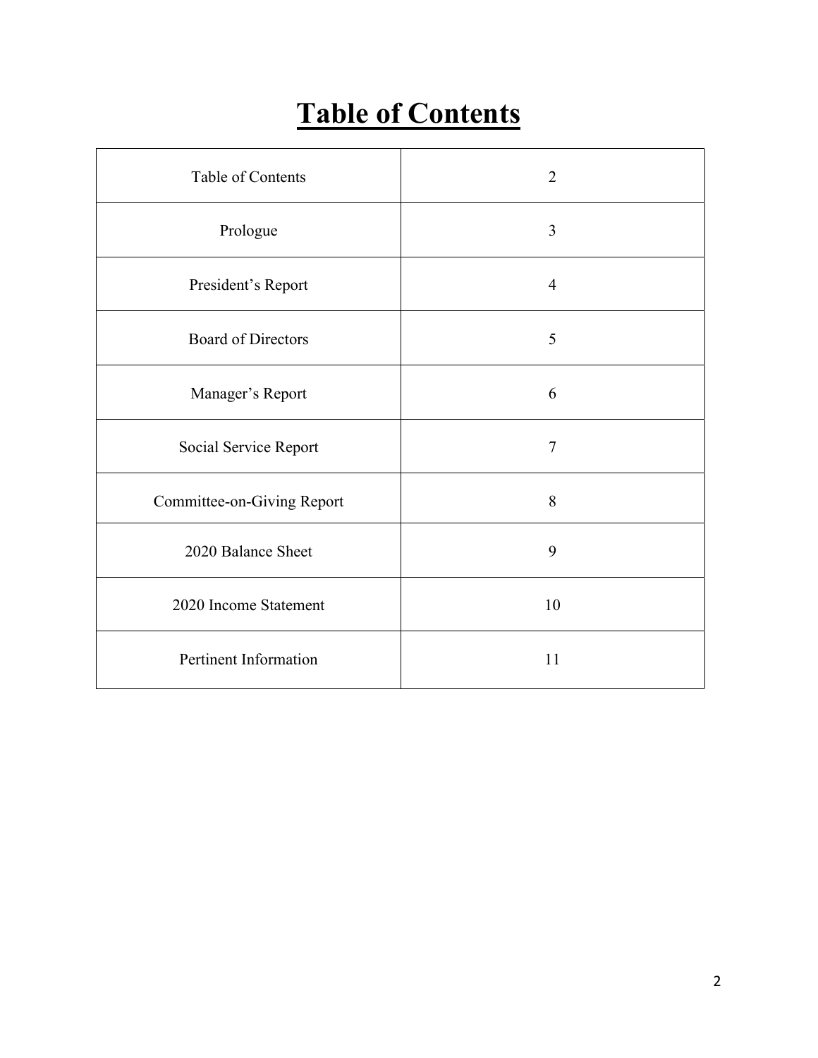# Table of Contents

| | |
|---|---|
| Table of Contents | 2 |
| Prologue | 3 |
| President's Report | 4 |
| Board of Directors | 5 |
| Manager's Report | 6 |
| Social Service Report | 7 |
| Committee-on-Giving Report | 8 |
| 2020 Balance Sheet | 9 |
| 2020 Income Statement | 10 |
| Pertinent Information | 11 |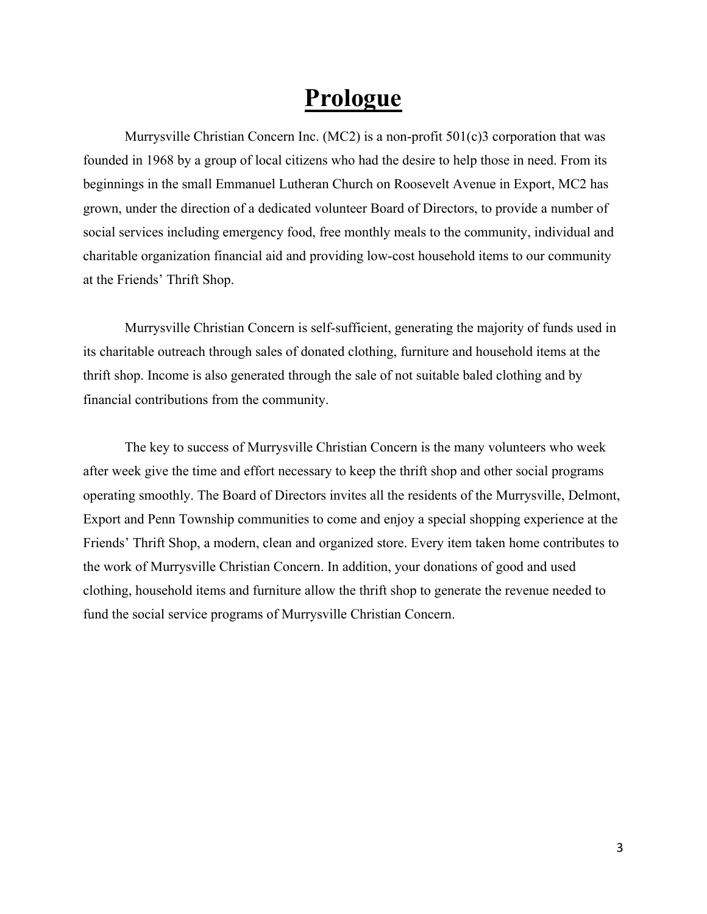# Prologue

Murrysville Christian Concern Inc. (MC2) is a non-profit 501(c)3 corporation that was founded in 1968 by a group of local citizens who had the desire to help those in need. From its beginnings in the small Emmanuel Lutheran Church on Roosevelt Avenue in Export, MC2 has grown, under the direction of a dedicated volunteer Board of Directors, to provide a number of social services including emergency food, free monthly meals to the community, individual and charitable organization financial aid and providing low-cost household items to our community at the Friends' Thrift Shop.

Murrysville Christian Concern is self-sufficient, generating the majority of funds used in its charitable outreach through sales of donated clothing, furniture and household items at the thrift shop. Income is also generated through the sale of not suitable baled clothing and by financial contributions from the community.

The key to success of Murrysville Christian Concern is the many volunteers who week after week give the time and effort necessary to keep the thrift shop and other social programs operating smoothly. The Board of Directors invites all the residents of the Murrysville, Delmont, Export and Penn Township communities to come and enjoy a special shopping experience at the Friends' Thrift Shop, a modern, clean and organized store. Every item taken home contributes to the work of Murrysville Christian Concern. In addition, your donations of good and used clothing, household items and furniture allow the thrift shop to generate the revenue needed to fund the social service programs of Murrysville Christian Concern.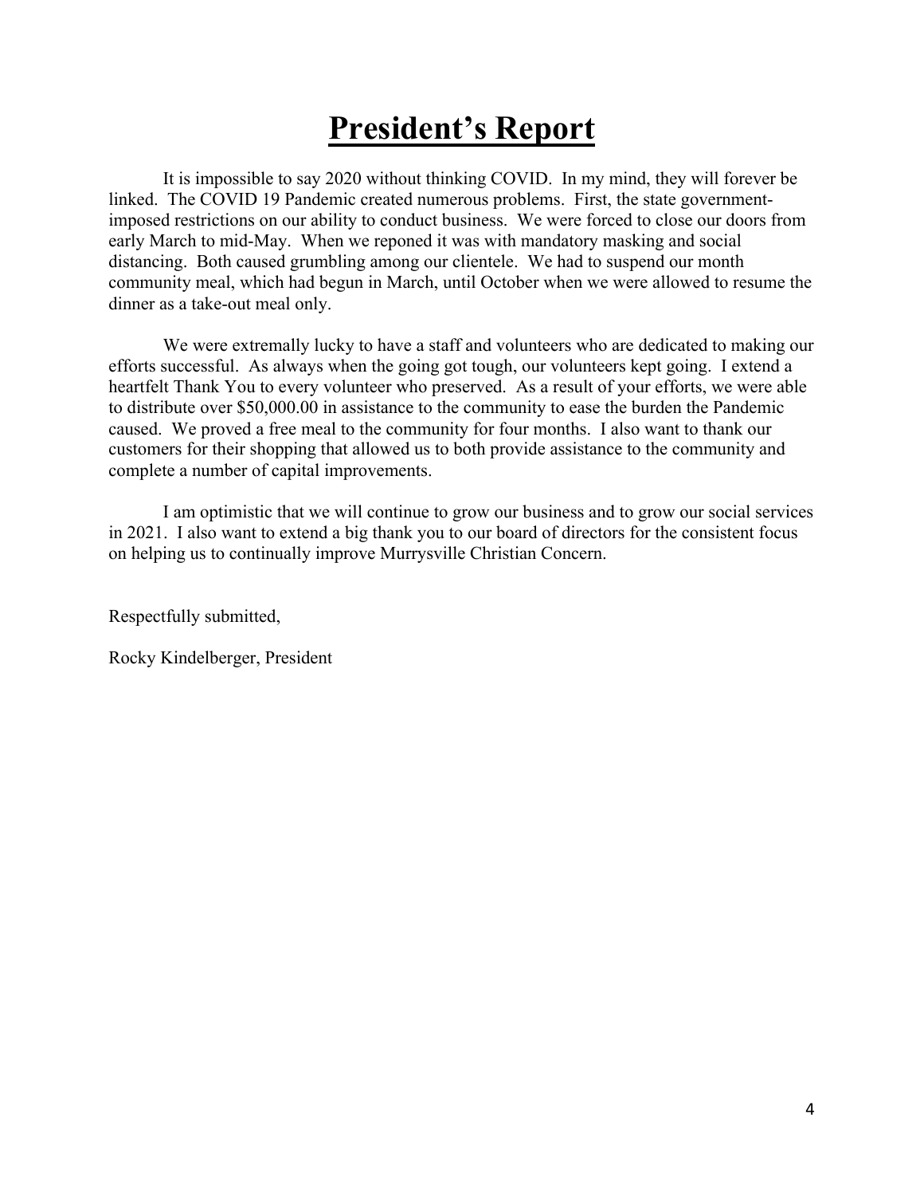# President's Report

It is impossible to say 2020 without thinking COVID. In my mind, they will forever be linked. The COVID 19 Pandemic created numerous problems. First, the state government-imposed restrictions on our ability to conduct business. We were forced to close our doors from early March to mid-May. When we reponed it was with mandatory masking and social distancing. Both caused grumbling among our clientele. We had to suspend our month community meal, which had begun in March, until October when we were allowed to resume the dinner as a take-out meal only.

We were extremally lucky to have a staff and volunteers who are dedicated to making our efforts successful. As always when the going got tough, our volunteers kept going. I extend a heartfelt Thank You to every volunteer who preserved. As a result of your efforts, we were able to distribute over $50,000.00 in assistance to the community to ease the burden the Pandemic caused. We proved a free meal to the community for four months. I also want to thank our customers for their shopping that allowed us to both provide assistance to the community and complete a number of capital improvements.

I am optimistic that we will continue to grow our business and to grow our social services in 2021. I also want to extend a big thank you to our board of directors for the consistent focus on helping us to continually improve Murrysville Christian Concern.

Respectfully submitted,

Rocky Kindelberger, President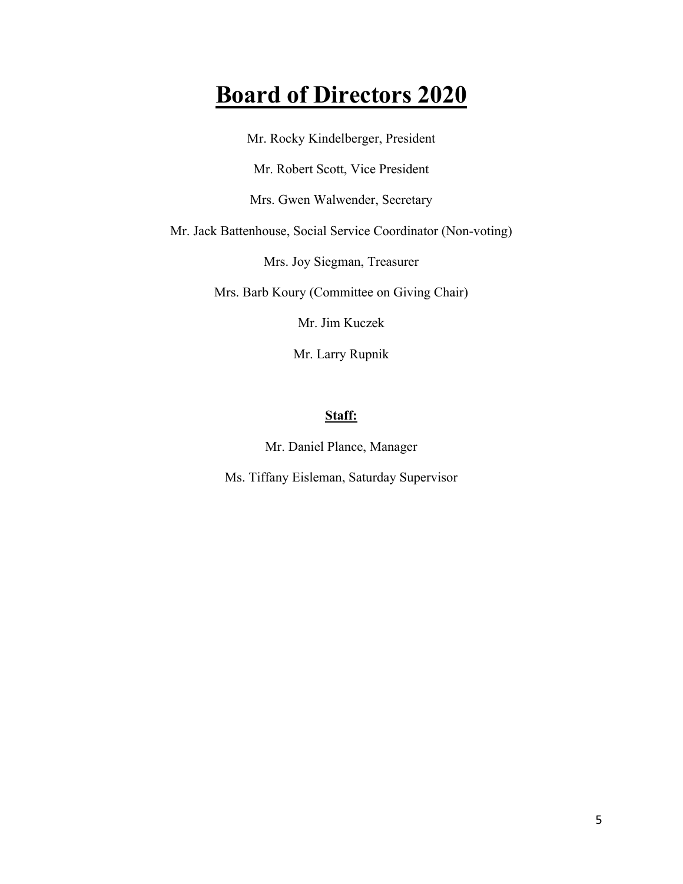# Board of Directors 2020

Mr. Rocky Kindelberger, President

Mr. Robert Scott, Vice President

Mrs. Gwen Walwender, Secretary

Mr. Jack Battenhouse, Social Service Coordinator (Non-voting)

Mrs. Joy Siegman, Treasurer

Mrs. Barb Koury (Committee on Giving Chair)

Mr. Jim Kuczek

Mr. Larry Rupnik

**Staff:**

Mr. Daniel Plance, Manager

Ms. Tiffany Eisleman, Saturday Supervisor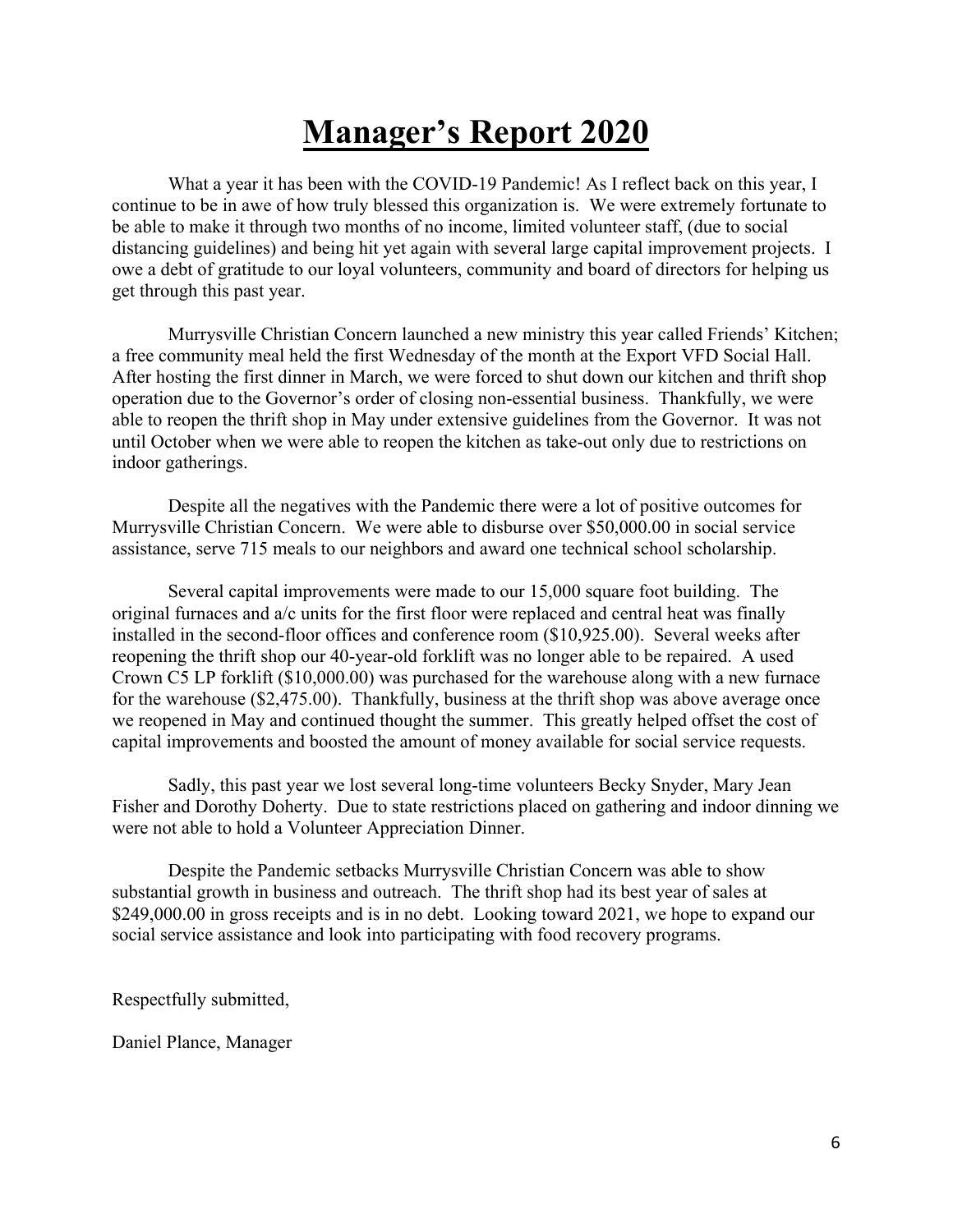# Manager's Report 2020

What a year it has been with the COVID-19 Pandemic! As I reflect back on this year, I continue to be in awe of how truly blessed this organization is. We were extremely fortunate to be able to make it through two months of no income, limited volunteer staff, (due to social distancing guidelines) and being hit yet again with several large capital improvement projects. I owe a debt of gratitude to our loyal volunteers, community and board of directors for helping us get through this past year.

Murrysville Christian Concern launched a new ministry this year called Friends' Kitchen; a free community meal held the first Wednesday of the month at the Export VFD Social Hall. After hosting the first dinner in March, we were forced to shut down our kitchen and thrift shop operation due to the Governor's order of closing non-essential business. Thankfully, we were able to reopen the thrift shop in May under extensive guidelines from the Governor. It was not until October when we were able to reopen the kitchen as take-out only due to restrictions on indoor gatherings.

Despite all the negatives with the Pandemic there were a lot of positive outcomes for Murrysville Christian Concern. We were able to disburse over $50,000.00 in social service assistance, serve 715 meals to our neighbors and award one technical school scholarship.

Several capital improvements were made to our 15,000 square foot building. The original furnaces and a/c units for the first floor were replaced and central heat was finally installed in the second-floor offices and conference room ($10,925.00). Several weeks after reopening the thrift shop our 40-year-old forklift was no longer able to be repaired. A used Crown C5 LP forklift ($10,000.00) was purchased for the warehouse along with a new furnace for the warehouse ($2,475.00). Thankfully, business at the thrift shop was above average once we reopened in May and continued thought the summer. This greatly helped offset the cost of capital improvements and boosted the amount of money available for social service requests.

Sadly, this past year we lost several long-time volunteers Becky Snyder, Mary Jean Fisher and Dorothy Doherty. Due to state restrictions placed on gathering and indoor dinning we were not able to hold a Volunteer Appreciation Dinner.

Despite the Pandemic setbacks Murrysville Christian Concern was able to show substantial growth in business and outreach. The thrift shop had its best year of sales at $249,000.00 in gross receipts and is in no debt. Looking toward 2021, we hope to expand our social service assistance and look into participating with food recovery programs.

Respectfully submitted,

Daniel Plance, Manager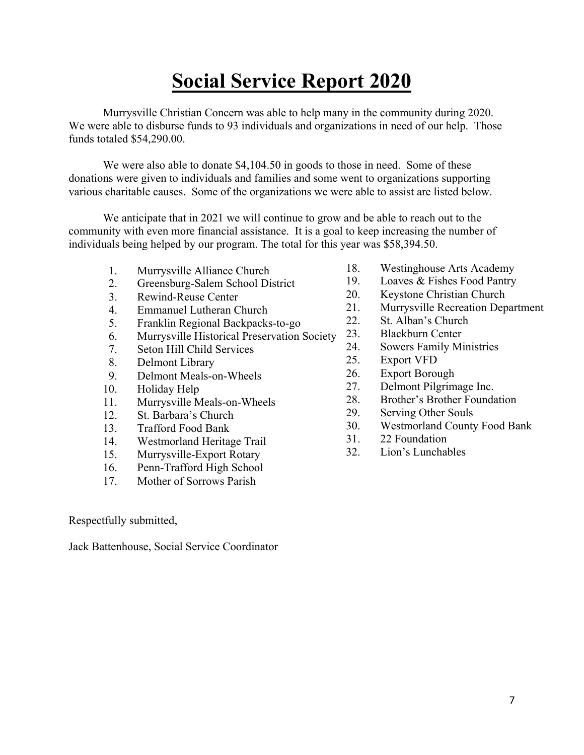# Social Service Report 2020

Murrysville Christian Concern was able to help many in the community during 2020. We were able to disburse funds to 93 individuals and organizations in need of our help. Those funds totaled $54,290.00.

We were also able to donate $4,104.50 in goods to those in need. Some of these donations were given to individuals and families and some went to organizations supporting various charitable causes. Some of the organizations we were able to assist are listed below.

We anticipate that in 2021 we will continue to grow and be able to reach out to the community with even more financial assistance. It is a goal to keep increasing the number of individuals being helped by our program. The total for this year was $58,394.50.

1. Murrysville Alliance Church
2. Greensburg-Salem School District
3. Rewind-Reuse Center
4. Emmanuel Lutheran Church
5. Franklin Regional Backpacks-to-go
6. Murrysville Historical Preservation Society
7. Seton Hill Child Services
8. Delmont Library
9. Delmont Meals-on-Wheels
10. Holiday Help
11. Murrysville Meals-on-Wheels
12. St. Barbara's Church
13. Trafford Food Bank
14. Westmorland Heritage Trail
15. Murrysville-Export Rotary
16. Penn-Trafford High School
17. Mother of Sorrows Parish
18. Westinghouse Arts Academy
19. Loaves & Fishes Food Pantry
20. Keystone Christian Church
21. Murrysville Recreation Department
22. St. Alban's Church
23. Blackburn Center
24. Sowers Family Ministries
25. Export VFD
26. Export Borough
27. Delmont Pilgrimage Inc.
28. Brother's Brother Foundation
29. Serving Other Souls
30. Westmorland County Food Bank
31. 22 Foundation
32. Lion's Lunchables

Respectfully submitted,

Jack Battenhouse, Social Service Coordinator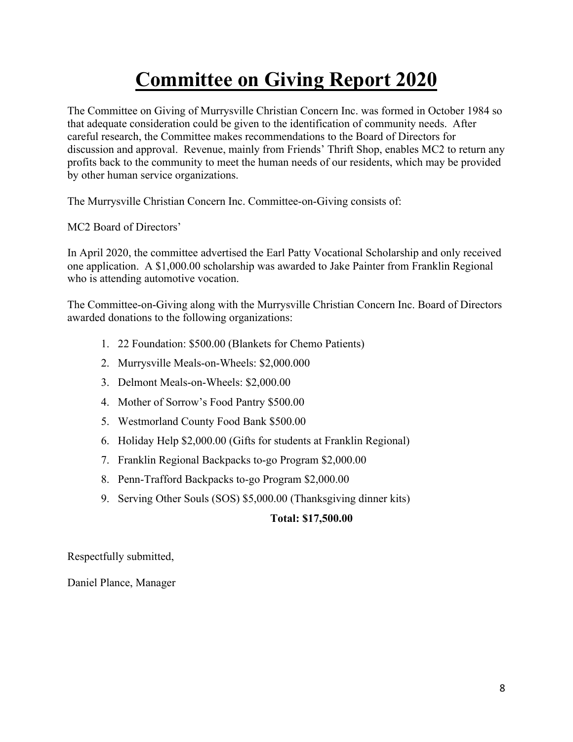# Committee on Giving Report 2020

The Committee on Giving of Murrysville Christian Concern Inc. was formed in October 1984 so that adequate consideration could be given to the identification of community needs. After careful research, the Committee makes recommendations to the Board of Directors for discussion and approval. Revenue, mainly from Friends' Thrift Shop, enables MC2 to return any profits back to the community to meet the human needs of our residents, which may be provided by other human service organizations.

The Murrysville Christian Concern Inc. Committee-on-Giving consists of:

MC2 Board of Directors'

In April 2020, the committee advertised the Earl Patty Vocational Scholarship and only received one application. A $1,000.00 scholarship was awarded to Jake Painter from Franklin Regional who is attending automotive vocation.

The Committee-on-Giving along with the Murrysville Christian Concern Inc. Board of Directors awarded donations to the following organizations:

1. 22 Foundation: $500.00 (Blankets for Chemo Patients)
2. Murrysville Meals-on-Wheels: $2,000.000
3. Delmont Meals-on-Wheels: $2,000.00
4. Mother of Sorrow's Food Pantry $500.00
5. Westmorland County Food Bank $500.00
6. Holiday Help $2,000.00 (Gifts for students at Franklin Regional)
7. Franklin Regional Backpacks to-go Program $2,000.00
8. Penn-Trafford Backpacks to-go Program $2,000.00
9. Serving Other Souls (SOS) $5,000.00 (Thanksgiving dinner kits)

**Total: $17,500.00**

Respectfully submitted,

Daniel Plance, Manager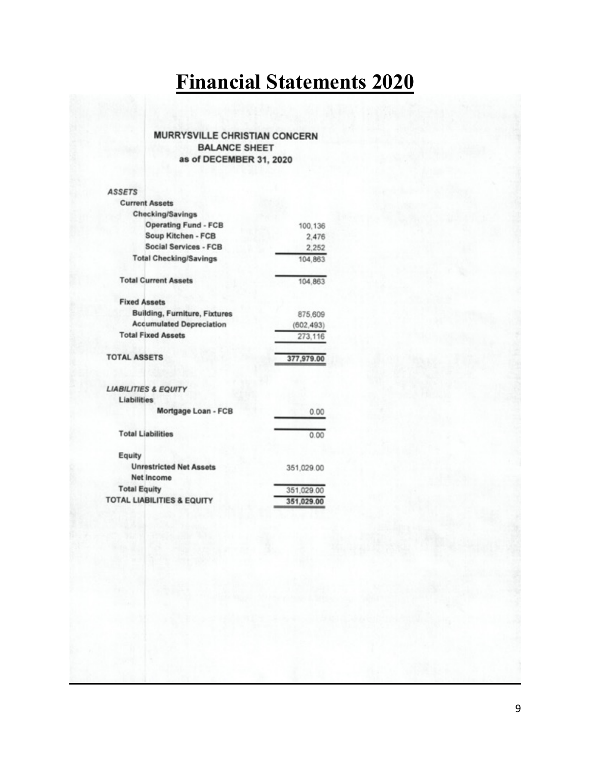# Financial Statements 2020

**MURRYSVILLE CHRISTIAN CONCERN**
**BALANCE SHEET**
**as of DECEMBER 31, 2020**

| | |
|---|---|
| ***ASSETS*** | |
| **Current Assets** | |
| **Checking/Savings** | |
| **Operating Fund - FCB** | 100,136 |
| **Soup Kitchen - FCB** | 2,476 |
| **Social Services - FCB** | 2,252 |
| **Total Checking/Savings** | 104,863 |
| **Total Current Assets** | 104,863 |
| **Fixed Assets** | |
| **Building, Furniture, Fixtures** | 875,609 |
| **Accumulated Depreciation** | (602,493) |
| **Total Fixed Assets** | 273,116 |
| **TOTAL ASSETS** | 377,979.00 |
| ***LIABILITIES & EQUITY*** | |
| **Liabilities** | |
| **Mortgage Loan - FCB** | 0.00 |
| **Total Liabilities** | 0.00 |
| Equity | |
| **Unrestricted Net Assets** | 351,029.00 |
| **Net Income** | |
| **Total Equity** | 351,029.00 |
| **TOTAL LIABILITIES & EQUITY** | 351,029.00 |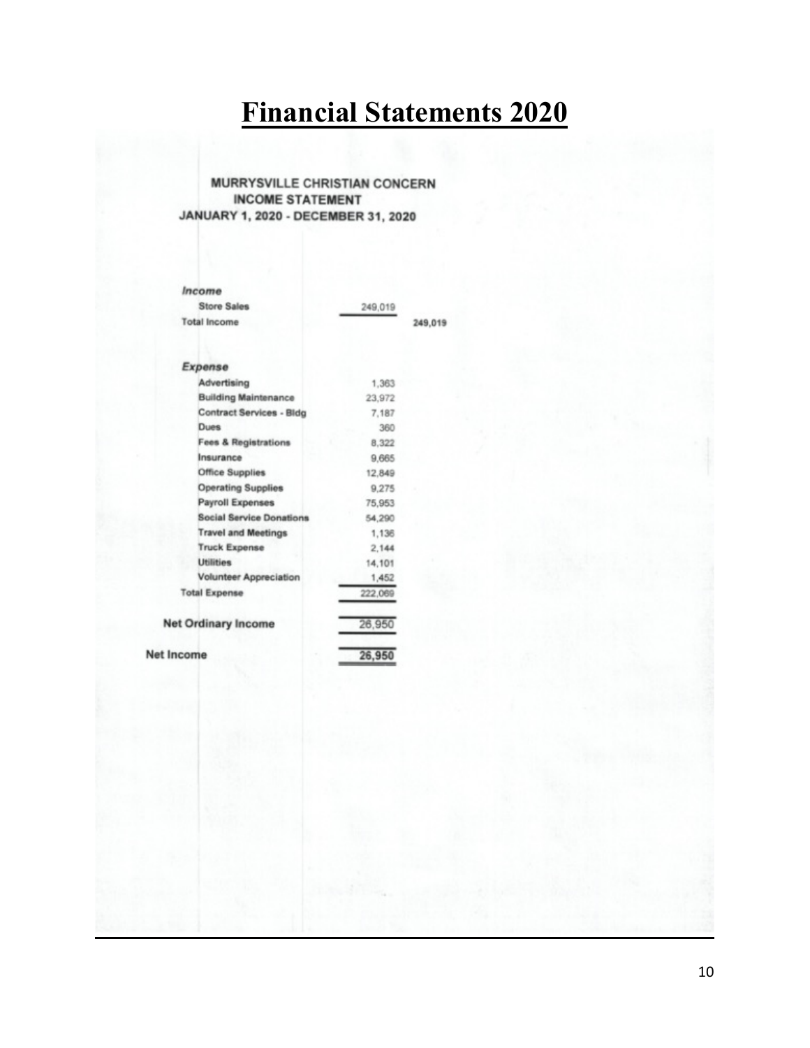# Financial Statements 2020

**MURRYSVILLE CHRISTIAN CONCERN**
**INCOME STATEMENT**
**JANUARY 1, 2020 - DECEMBER 31, 2020**

| | | |
|---|---|---|
| ***Income*** | | |
| Store Sales | 249,019 | |
| Total Income | | 249,019 |
| ***Expense*** | | |
| Advertising | 1,363 | |
| Building Maintenance | 23,972 | |
| Contract Services - Bldg | 7,187 | |
| Dues | 360 | |
| Fees & Registrations | 8,322 | |
| Insurance | 9,665 | |
| Office Supplies | 12,849 | |
| Operating Supplies | 9,275 | |
| Payroll Expenses | 75,953 | |
| Social Service Donations | 54,290 | |
| Travel and Meetings | 1,136 | |
| Truck Expense | 2,144 | |
| Utilities | 14,101 | |
| Volunteer Appreciation | 1,452 | |
| Total Expense | 222,069 | |
| **Net Ordinary Income** | 26,950 | |
| **Net Income** | **26,950** | |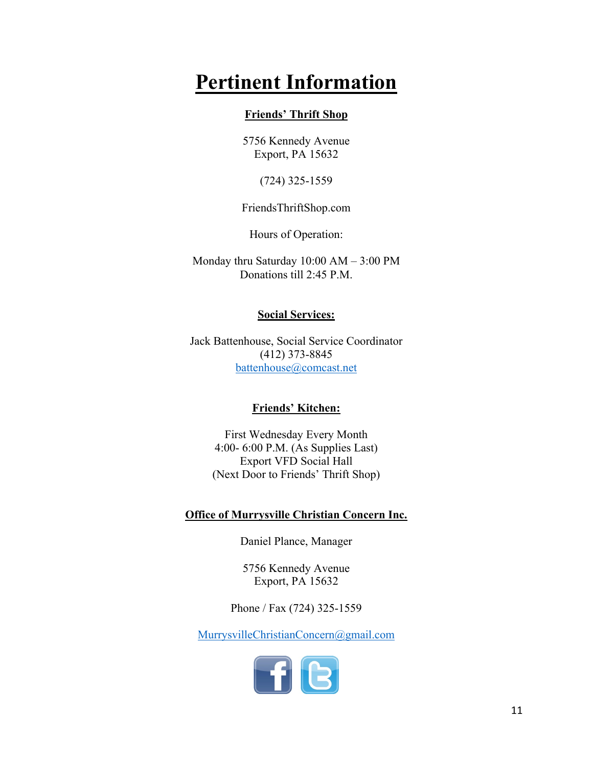# Pertinent Information

**Friends' Thrift Shop**

5756 Kennedy Avenue
Export, PA 15632

(724) 325-1559

FriendsThriftShop.com

Hours of Operation:

Monday thru Saturday 10:00 AM – 3:00 PM
Donations till 2:45 P.M.

**Social Services:**

Jack Battenhouse, Social Service Coordinator
(412) 373-8845
battenhouse@comcast.net

**Friends' Kitchen:**

First Wednesday Every Month
4:00- 6:00 P.M. (As Supplies Last)
Export VFD Social Hall
(Next Door to Friends' Thrift Shop)

**Office of Murrysville Christian Concern Inc.**

Daniel Plance, Manager

5756 Kennedy Avenue
Export, PA 15632

Phone / Fax (724) 325-1559

MurrysvilleChristianConcern@gmail.com